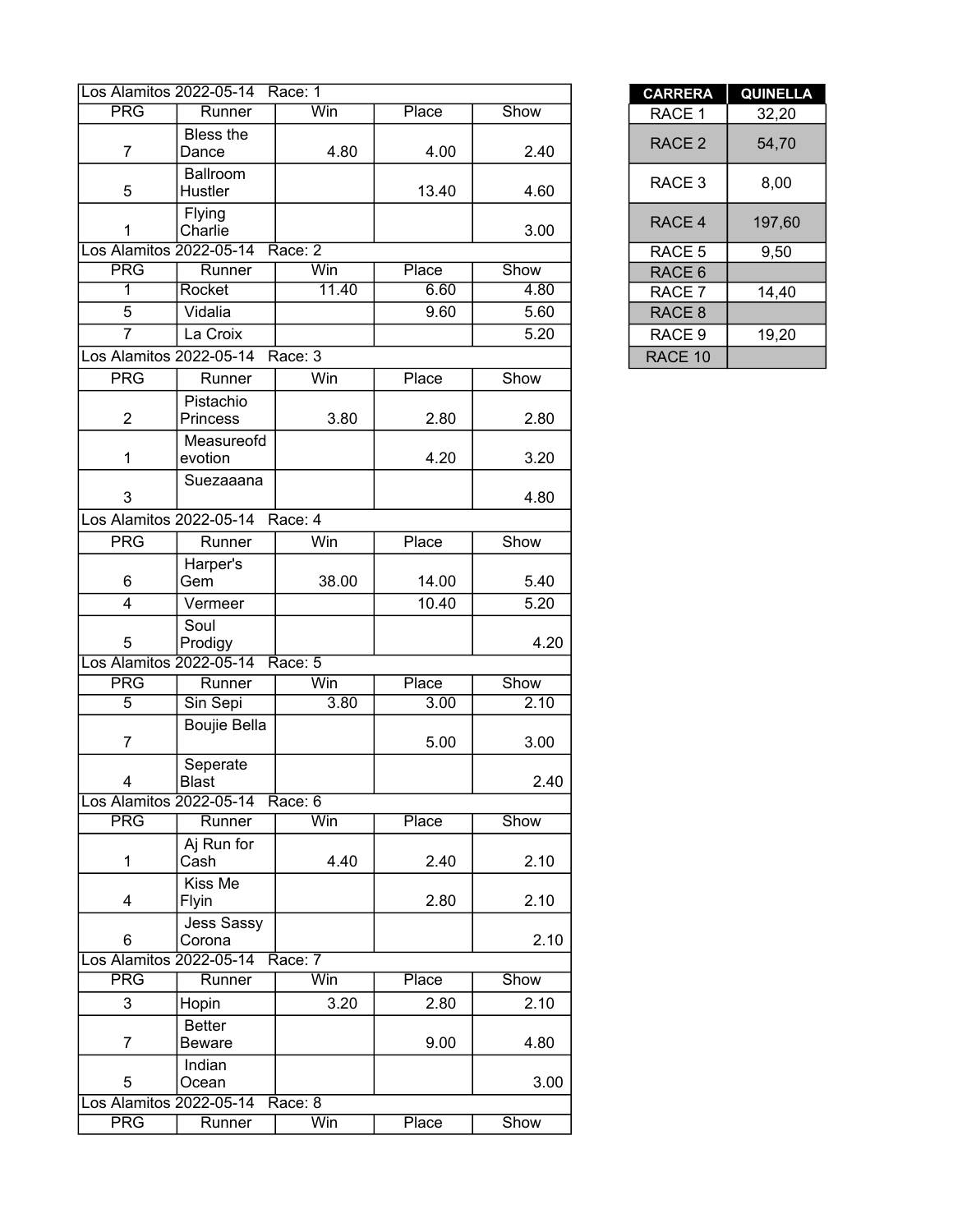| Los Alamitos 2022-05-14 Race: 1 | | | | |
|---|---|---|---|---|
| PRG | Runner | Win | Place | Show |
| 7 | Bless the Dance | 4.80 | 4.00 | 2.40 |
| 5 | Ballroom Hustler | | 13.40 | 4.60 |
| 1 | Flying Charlie | | | 3.00 |

| Los Alamitos 2022-05-14 Race: 2 | | | | |
|---|---|---|---|---|
| PRG | Runner | Win | Place | Show |
| 1 | Rocket | 11.40 | 6.60 | 4.80 |
| 5 | Vidalia | | 9.60 | 5.60 |
| 7 | La Croix | | | 5.20 |

| Los Alamitos 2022-05-14 Race: 3 | | | | |
|---|---|---|---|---|
| PRG | Runner | Win | Place | Show |
| 2 | Pistachio Princess | 3.80 | 2.80 | 2.80 |
| 1 | Measureofdevotion | | 4.20 | 3.20 |
| 3 | Suezaaana | | | 4.80 |

| Los Alamitos 2022-05-14 Race: 4 | | | | |
|---|---|---|---|---|
| PRG | Runner | Win | Place | Show |
| 6 | Harper's Gem | 38.00 | 14.00 | 5.40 |
| 4 | Vermeer | | 10.40 | 5.20 |
| 5 | Soul Prodigy | | | 4.20 |

| Los Alamitos 2022-05-14 Race: 5 | | | | |
|---|---|---|---|---|
| PRG | Runner | Win | Place | Show |
| 5 | Sin Sepi | 3.80 | 3.00 | 2.10 |
| 7 | Boujie Bella | | 5.00 | 3.00 |
| 4 | Seperate Blast | | | 2.40 |

| Los Alamitos 2022-05-14 Race: 6 | | | | |
|---|---|---|---|---|
| PRG | Runner | Win | Place | Show |
| 1 | Aj Run for Cash | 4.40 | 2.40 | 2.10 |
| 4 | Kiss Me Flyin | | 2.80 | 2.10 |
| 6 | Jess Sassy Corona | | | 2.10 |

| Los Alamitos 2022-05-14 Race: 7 | | | | |
|---|---|---|---|---|
| PRG | Runner | Win | Place | Show |
| 3 | Hopin | 3.20 | 2.80 | 2.10 |
| 7 | Better Beware | | 9.00 | 4.80 |
| 5 | Indian Ocean | | | 3.00 |

| Los Alamitos 2022-05-14 Race: 8 | | | | |
|---|---|---|---|---|
| PRG | Runner | Win | Place | Show |

| CARRERA | QUINELLA |
|---|---|
| RACE 1 | 32,20 |
| RACE 2 | 54,70 |
| RACE 3 | 8,00 |
| RACE 4 | 197,60 |
| RACE 5 | 9,50 |
| RACE 6 | |
| RACE 7 | 14,40 |
| RACE 8 | |
| RACE 9 | 19,20 |
| RACE 10 | |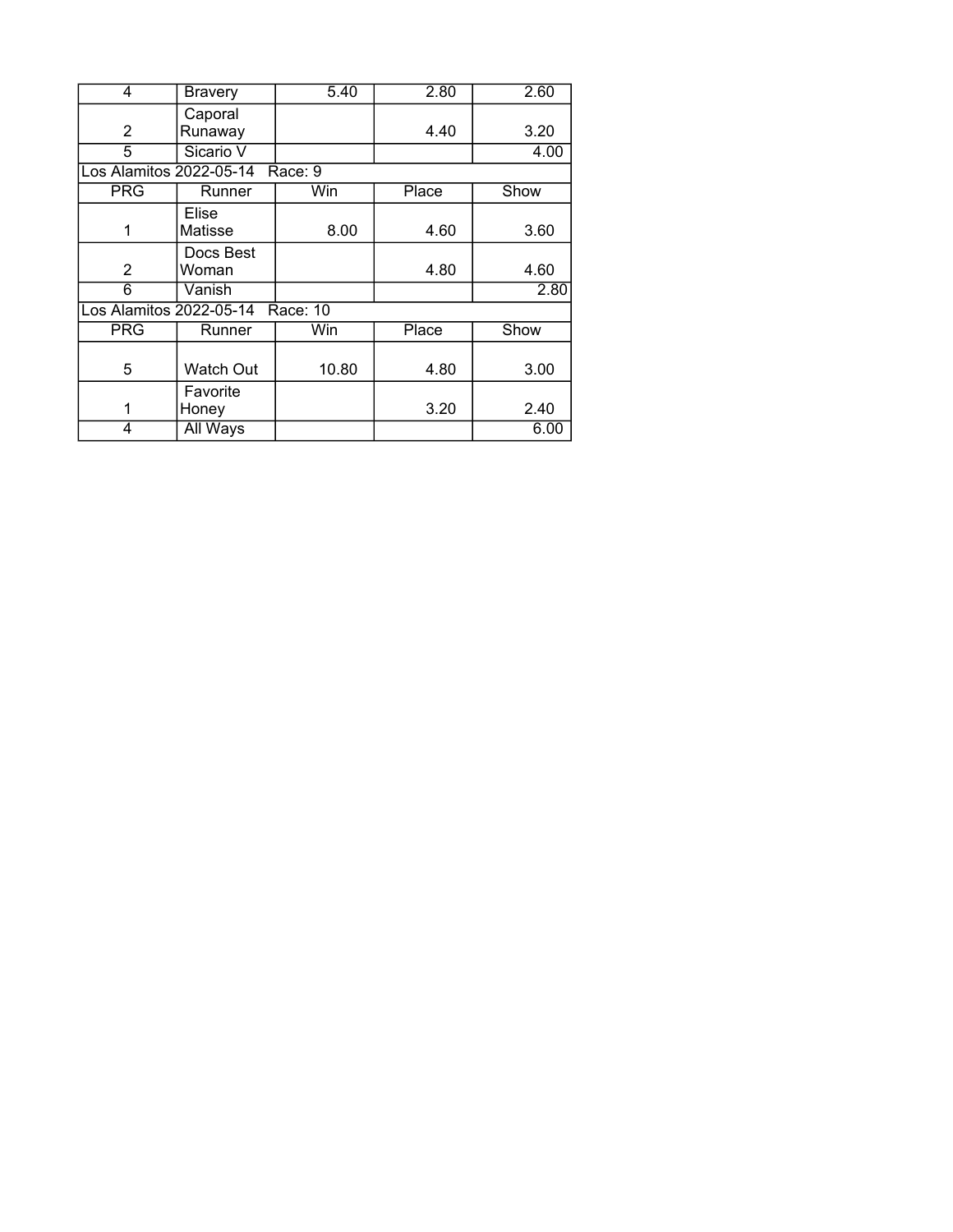| PRG | Runner | Win | Place | Show |
|---|---|---|---|---|
| 4 | Bravery | 5.40 | 2.80 | 2.60 |
| 2 | Caporal Runaway | | 4.40 | 3.20 |
| 5 | Sicario V | | | 4.00 |

| Los Alamitos 2022-05-14 Race: 9 | | | | |
|---|---|---|---|---|
| PRG | Runner | Win | Place | Show |
| 1 | Elise Matisse | 8.00 | 4.60 | 3.60 |
| 2 | Docs Best Woman | | 4.80 | 4.60 |
| 6 | Vanish | | | 2.80 |

| Los Alamitos 2022-05-14 Race: 10 | | | | |
|---|---|---|---|---|
| PRG | Runner | Win | Place | Show |
| 5 | Watch Out | 10.80 | 4.80 | 3.00 |
| 1 | Favorite Honey | | 3.20 | 2.40 |
| 4 | All Ways | | | 6.00 |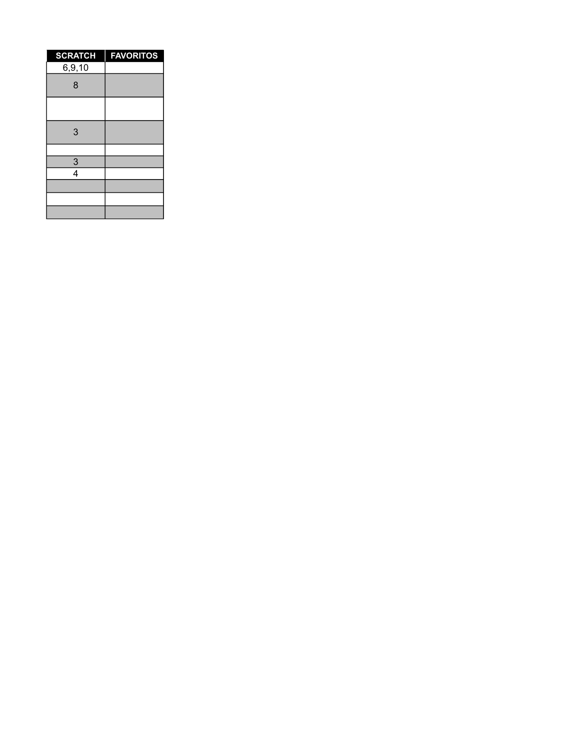| SCRATCH | FAVORITOS |
|---|---|
| 6,9,10 | |
| 8 | |
| | |
| 3 | |
| | |
| 3 | |
| 4 | |
| | |
| | |
| | |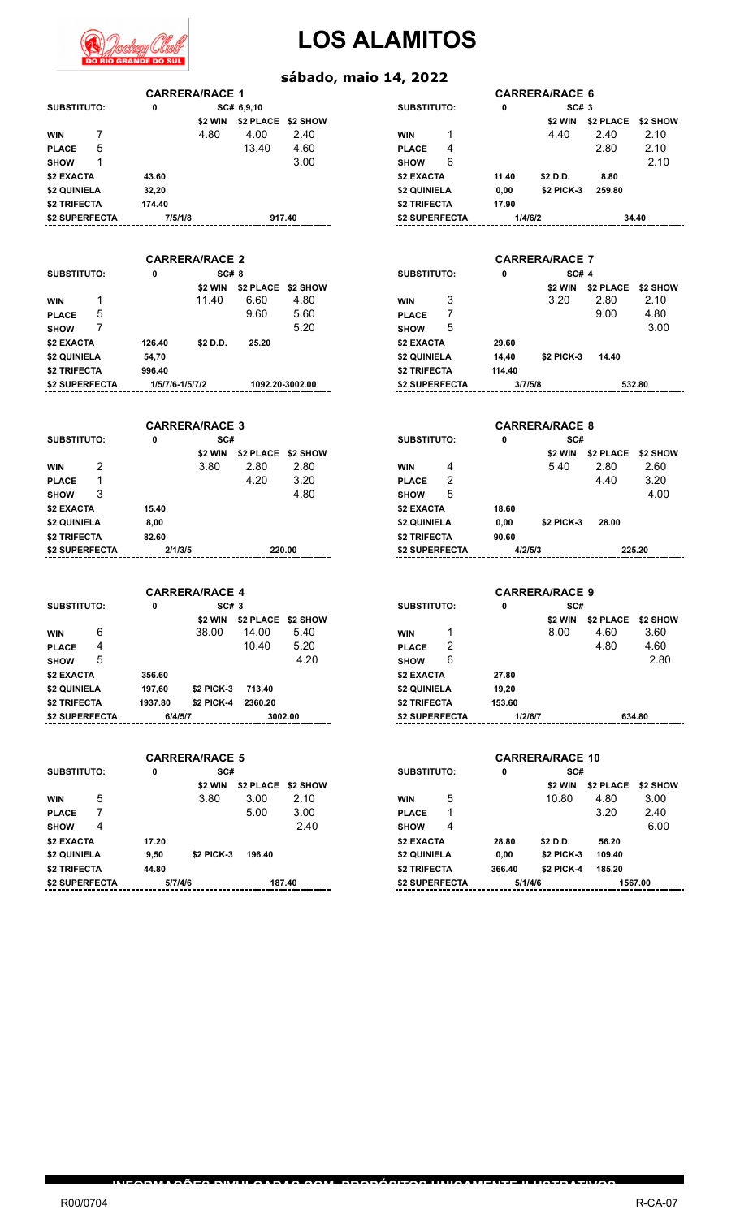# LOS ALAMITOS

## sábado, maio 14, 2022

### CARRERA/RACE 1

| SUBSTITUTO: | | 0 | SC# 6,9,10 | | |
|---|---|---|---|---|---|
| | | | $2 WIN | $2 PLACE | $2 SHOW |
| WIN | 7 | | 4.80 | 4.00 | 2.40 |
| PLACE | 5 | | | 13.40 | 4.60 |
| SHOW | 1 | | | | 3.00 |
| $2 EXACTA | | 43.60 | | | |
| $2 QUINIELA | | 32,20 | | | |
| $2 TRIFECTA | | 174.40 | | | |
| $2 SUPERFECTA | | 7/5/1/8 | | 917.40 | |

### CARRERA/RACE 2

| SUBSTITUTO: | | 0 | SC# 8 | | |
|---|---|---|---|---|---|
| | | | $2 WIN | $2 PLACE | $2 SHOW |
| WIN | 1 | | 11.40 | 6.60 | 4.80 |
| PLACE | 5 | | | 9.60 | 5.60 |
| SHOW | 7 | | | | 5.20 |
| $2 EXACTA | | 126.40 | $2 D.D. | 25.20 | |
| $2 QUINIELA | | 54,70 | | | |
| $2 TRIFECTA | | 996.40 | | | |
| $2 SUPERFECTA | | 1/5/7/6-1/5/7/2 | | 1092.20-3002.00 | |

### CARRERA/RACE 3

| SUBSTITUTO: | | 0 | SC# | | |
|---|---|---|---|---|---|
| | | | $2 WIN | $2 PLACE | $2 SHOW |
| WIN | 2 | | 3.80 | 2.80 | 2.80 |
| PLACE | 1 | | | 4.20 | 3.20 |
| SHOW | 3 | | | | 4.80 |
| $2 EXACTA | | 15.40 | | | |
| $2 QUINIELA | | 8,00 | | | |
| $2 TRIFECTA | | 82.60 | | | |
| $2 SUPERFECTA | | 2/1/3/5 | | 220.00 | |

### CARRERA/RACE 4

| SUBSTITUTO: | | 0 | SC# 3 | | |
|---|---|---|---|---|---|
| | | | $2 WIN | $2 PLACE | $2 SHOW |
| WIN | 6 | | 38.00 | 14.00 | 5.40 |
| PLACE | 4 | | | 10.40 | 5.20 |
| SHOW | 5 | | | | 4.20 |
| $2 EXACTA | | 356.60 | | | |
| $2 QUINIELA | | 197,60 | $2 PICK-3 | 713.40 | |
| $2 TRIFECTA | | 1937.80 | $2 PICK-4 | 2360.20 | |
| $2 SUPERFECTA | | 6/4/5/7 | | 3002.00 | |

### CARRERA/RACE 5

| SUBSTITUTO: | | 0 | SC# | | |
|---|---|---|---|---|---|
| | | | $2 WIN | $2 PLACE | $2 SHOW |
| WIN | 5 | | 3.80 | 3.00 | 2.10 |
| PLACE | 7 | | | 5.00 | 3.00 |
| SHOW | 4 | | | | 2.40 |
| $2 EXACTA | | 17.20 | | | |
| $2 QUINIELA | | 9,50 | $2 PICK-3 | 196.40 | |
| $2 TRIFECTA | | 44.80 | | | |
| $2 SUPERFECTA | | 5/7/4/6 | | 187.40 | |

### CARRERA/RACE 6

| SUBSTITUTO: | | 0 | SC# 3 | | |
|---|---|---|---|---|---|
| | | | $2 WIN | $2 PLACE | $2 SHOW |
| WIN | 1 | | 4.40 | 2.40 | 2.10 |
| PLACE | 4 | | | 2.80 | 2.10 |
| SHOW | 6 | | | | 2.10 |
| $2 EXACTA | | 11.40 | $2 D.D. | 8.80 | |
| $2 QUINIELA | | 0,00 | $2 PICK-3 | 259.80 | |
| $2 TRIFECTA | | 17.90 | | | |
| $2 SUPERFECTA | | 1/4/6/2 | | 34.40 | |

### CARRERA/RACE 7

| SUBSTITUTO: | | 0 | SC# 4 | | |
|---|---|---|---|---|---|
| | | | $2 WIN | $2 PLACE | $2 SHOW |
| WIN | 3 | | 3.20 | 2.80 | 2.10 |
| PLACE | 7 | | | 9.00 | 4.80 |
| SHOW | 5 | | | | 3.00 |
| $2 EXACTA | | 29.60 | | | |
| $2 QUINIELA | | 14,40 | $2 PICK-3 | 14.40 | |
| $2 TRIFECTA | | 114.40 | | | |
| $2 SUPERFECTA | | 3/7/5/8 | | 532.80 | |

### CARRERA/RACE 8

| SUBSTITUTO: | | 0 | SC# | | |
|---|---|---|---|---|---|
| | | | $2 WIN | $2 PLACE | $2 SHOW |
| WIN | 4 | | 5.40 | 2.80 | 2.60 |
| PLACE | 2 | | | 4.40 | 3.20 |
| SHOW | 5 | | | | 4.00 |
| $2 EXACTA | | 18.60 | | | |
| $2 QUINIELA | | 0,00 | $2 PICK-3 | 28.00 | |
| $2 TRIFECTA | | 90.60 | | | |
| $2 SUPERFECTA | | 4/2/5/3 | | 225.20 | |

### CARRERA/RACE 9

| SUBSTITUTO: | | 0 | SC# | | |
|---|---|---|---|---|---|
| | | | $2 WIN | $2 PLACE | $2 SHOW |
| WIN | 1 | | 8.00 | 4.60 | 3.60 |
| PLACE | 2 | | | 4.80 | 4.60 |
| SHOW | 6 | | | | 2.80 |
| $2 EXACTA | | 27.80 | | | |
| $2 QUINIELA | | 19,20 | | | |
| $2 TRIFECTA | | 153.60 | | | |
| $2 SUPERFECTA | | 1/2/6/7 | | 634.80 | |

### CARRERA/RACE 10

| SUBSTITUTO: | | 0 | SC# | | |
|---|---|---|---|---|---|
| | | | $2 WIN | $2 PLACE | $2 SHOW |
| WIN | 5 | | 10.80 | 4.80 | 3.00 |
| PLACE | 1 | | | 3.20 | 2.40 |
| SHOW | 4 | | | | 6.00 |
| $2 EXACTA | | 28.80 | $2 D.D. | 56.20 | |
| $2 QUINIELA | | 0,00 | $2 PICK-3 | 109.40 | |
| $2 TRIFECTA | | 366.40 | $2 PICK-4 | 185.20 | |
| $2 SUPERFECTA | | 5/1/4/6 | | 1567.00 | |

INFORMAÇÕES DIVULGADAS COM PROPÓSITOS UNICAMENTE ILUSTRATIVOS

R00/0704 R-CA-07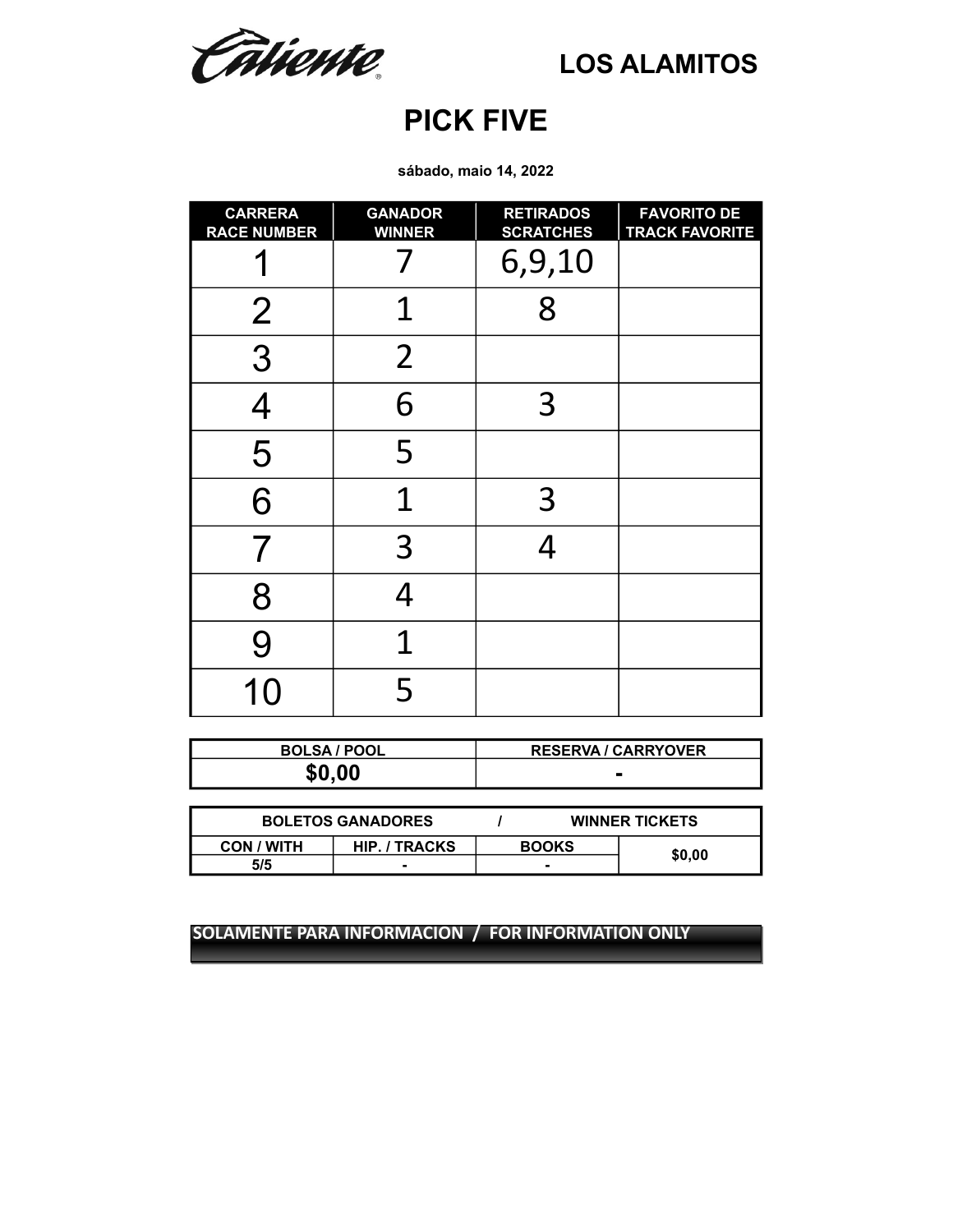Caliente

LOS ALAMITOS

# PICK FIVE

**sábado, maio 14, 2022**

| CARRERA RACE NUMBER | GANADOR WINNER | RETIRADOS SCRATCHES | FAVORITO DE TRACK FAVORITE |
|---|---|---|---|
| 1 | 7 | 6,9,10 | |
| 2 | 1 | 8 | |
| 3 | 2 | | |
| 4 | 6 | 3 | |
| 5 | 5 | | |
| 6 | 1 | 3 | |
| 7 | 3 | 4 | |
| 8 | 4 | | |
| 9 | 1 | | |
| 10 | 5 | | |

| BOLSA / POOL | RESERVA / CARRYOVER |
|---|---|
| $0,00 | - |

| BOLETOS GANADORES / WINNER TICKETS | | | |
|---|---|---|---|
| CON / WITH | HIP. / TRACKS | BOOKS | $0,00 |
| 5/5 | - | - | |

SOLAMENTE PARA INFORMACION / FOR INFORMATION ONLY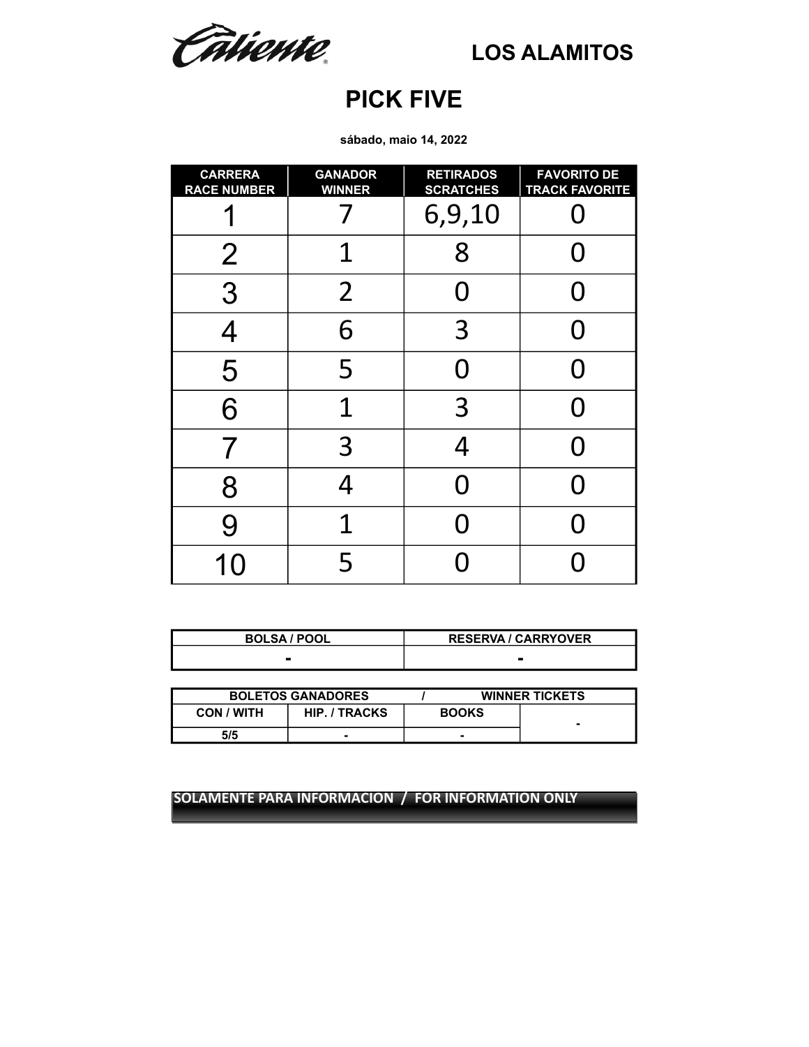Caliente

## LOS ALAMITOS

# PICK FIVE

**sábado, maio 14, 2022**

| CARRERA RACE NUMBER | GANADOR WINNER | RETIRADOS SCRATCHES | FAVORITO DE TRACK FAVORITE |
|---|---|---|---|
| 1 | 7 | 6,9,10 | 0 |
| 2 | 1 | 8 | 0 |
| 3 | 2 | 0 | 0 |
| 4 | 6 | 3 | 0 |
| 5 | 5 | 0 | 0 |
| 6 | 1 | 3 | 0 |
| 7 | 3 | 4 | 0 |
| 8 | 4 | 0 | 0 |
| 9 | 1 | 0 | 0 |
| 10 | 5 | 0 | 0 |

| BOLSA / POOL | RESERVA / CARRYOVER |
|---|---|
| - | - |

| BOLETOS GANADORES / WINNER TICKETS | | | |
|---|---|---|---|
| CON / WITH | HIP. / TRACKS | BOOKS | - |
| 5/5 | - | - | |

SOLAMENTE PARA INFORMACION / FOR INFORMATION ONLY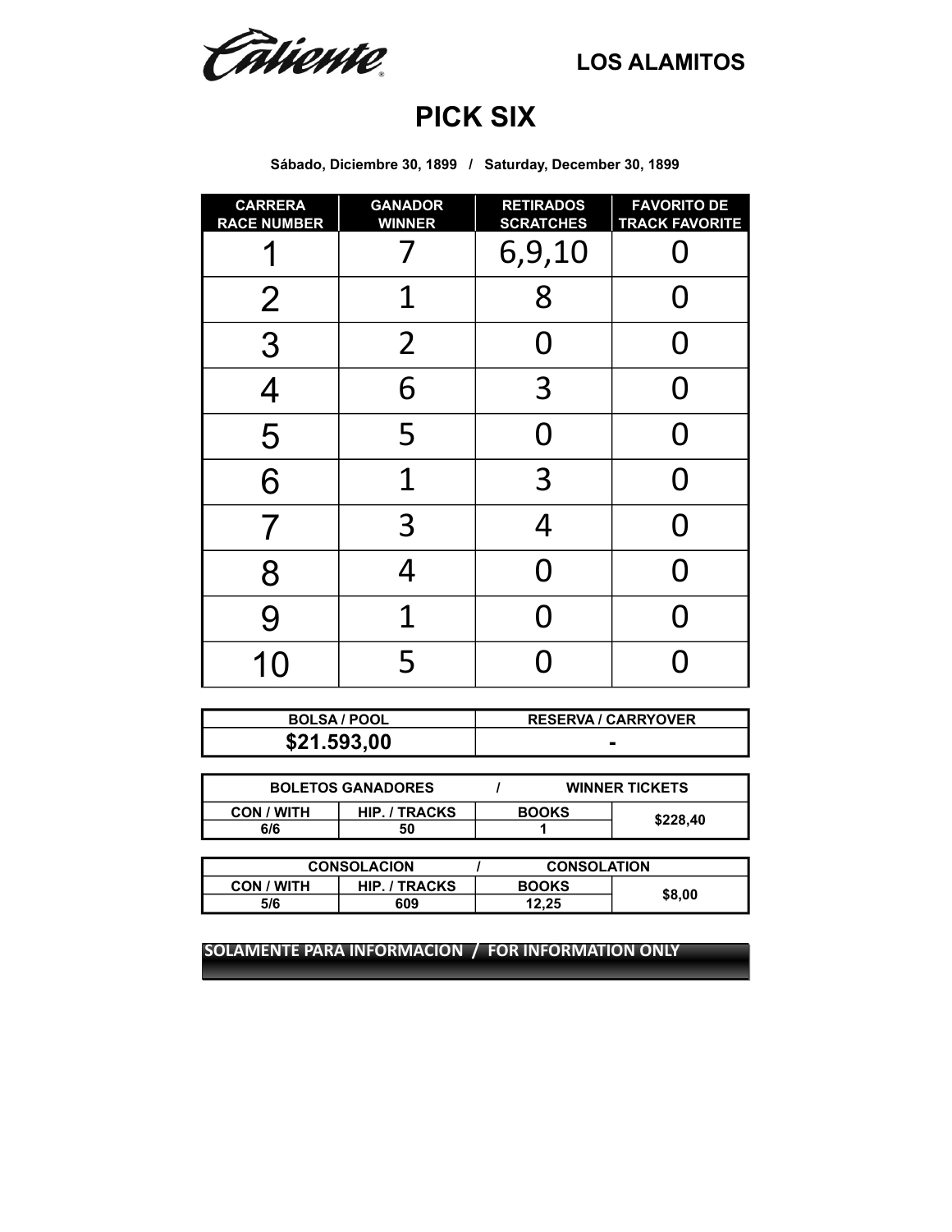Caliente

**LOS ALAMITOS**

# PICK SIX

**Sábado, Diciembre 30, 1899 / Saturday, December 30, 1899**

| CARRERA RACE NUMBER | GANADOR WINNER | RETIRADOS SCRATCHES | FAVORITO DE TRACK FAVORITE |
|---|---|---|---|
| 1 | 7 | 6,9,10 | 0 |
| 2 | 1 | 8 | 0 |
| 3 | 2 | 0 | 0 |
| 4 | 6 | 3 | 0 |
| 5 | 5 | 0 | 0 |
| 6 | 1 | 3 | 0 |
| 7 | 3 | 4 | 0 |
| 8 | 4 | 0 | 0 |
| 9 | 1 | 0 | 0 |
| 10 | 5 | 0 | 0 |

| BOLSA / POOL | RESERVA / CARRYOVER |
|---|---|
| $21.593,00 | - |

| BOLETOS GANADORES / WINNER TICKETS | | | |
|---|---|---|---|
| CON / WITH | HIP. / TRACKS | BOOKS | $228,40 |
| 6/6 | 50 | 1 | |

| CONSOLACION / CONSOLATION | | | |
|---|---|---|---|
| CON / WITH | HIP. / TRACKS | BOOKS | $8,00 |
| 5/6 | 609 | 12,25 | |

**SOLAMENTE PARA INFORMACION / FOR INFORMATION ONLY**